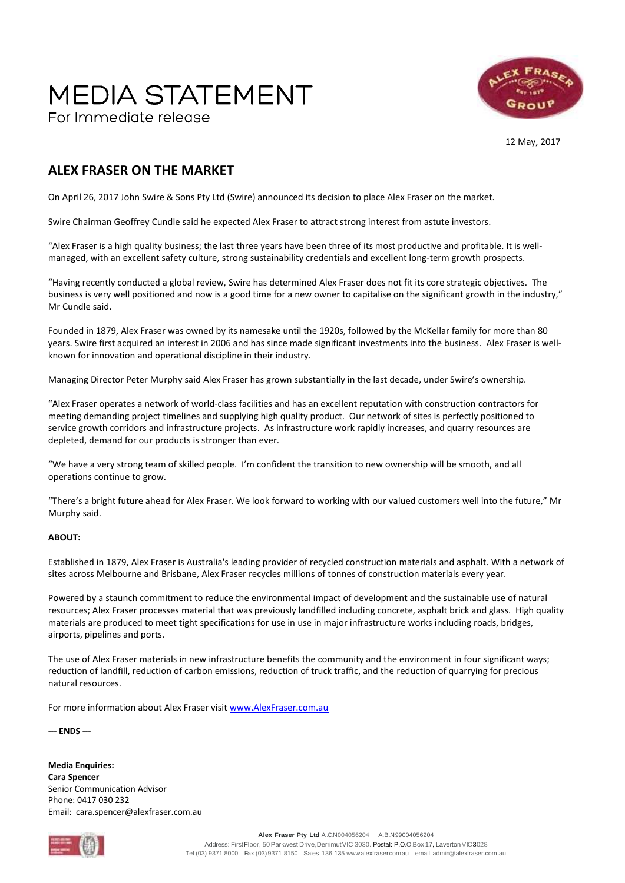# MEDIA STATEMENT

For Immediate release

12 May, 2017

## ALEX FRASER ON THE MARKET

On April 26, 2017 John Swire & Sons Pty Ltd (Swire) announced its decision to place Alex Fraser on the market.

Swire Chairman Geoffrey Cundle said he expected Alex Fraser to attract strong interest from astute investors.

"Alex Fraser is a high quality business; the last three years have been three of its most productive and profitable. It is well-managed, with an excellent safety culture, strong sustainability credentials and excellent long-term growth prospects.

"Having recently conducted a global review, Swire has determined Alex Fraser does not fit its core strategic objectives. The business is very well positioned and now is a good time for a new owner to capitalise on the significant growth in the industry," Mr Cundle said.

Founded in 1879, Alex Fraser was owned by its namesake until the 1920s, followed by the McKellar family for more than 80 years. Swire first acquired an interest in 2006 and has since made significant investments into the business. Alex Fraser is well-known for innovation and operational discipline in their industry.

Managing Director Peter Murphy said Alex Fraser has grown substantially in the last decade, under Swire's ownership.

"Alex Fraser operates a network of world-class facilities and has an excellent reputation with construction contractors for meeting demanding project timelines and supplying high quality product. Our network of sites is perfectly positioned to service growth corridors and infrastructure projects. As infrastructure work rapidly increases, and quarry resources are depleted, demand for our products is stronger than ever.

"We have a very strong team of skilled people. I'm confident the transition to new ownership will be smooth, and all operations continue to grow.

"There's a bright future ahead for Alex Fraser. We look forward to working with our valued customers well into the future," Mr Murphy said.

**ABOUT:**

Established in 1879, Alex Fraser is Australia's leading provider of recycled construction materials and asphalt. With a network of sites across Melbourne and Brisbane, Alex Fraser recycles millions of tonnes of construction materials every year.

Powered by a staunch commitment to reduce the environmental impact of development and the sustainable use of natural resources; Alex Fraser processes material that was previously landfilled including concrete, asphalt brick and glass. High quality materials are produced to meet tight specifications for use in use in major infrastructure works including roads, bridges, airports, pipelines and ports.

The use of Alex Fraser materials in new infrastructure benefits the community and the environment in four significant ways; reduction of landfill, reduction of carbon emissions, reduction of truck traffic, and the reduction of quarrying for precious natural resources.

For more information about Alex Fraser visit [www.AlexFraser.com.au](www.AlexFraser.com.au)

**--- ENDS ---**

**Media Enquiries:**
**Cara Spencer**
Senior Communication Advisor
Phone: 0417 030 232
Email: cara.spencer@alexfraser.com.au

**Alex Fraser Pty Ltd** A.C.N004056204 A.B.N99004056204
Address: First Floor, 50 Parkwest Drive, Derrimut VIC 3030. Postal: P.O.Box 17, Laverton VIC 3028
Tel (03) 9371 8000 Fax (03) 9371 8150 Sales 136 135 www.alexfraser.com.au email: admin@alexfraser.com.au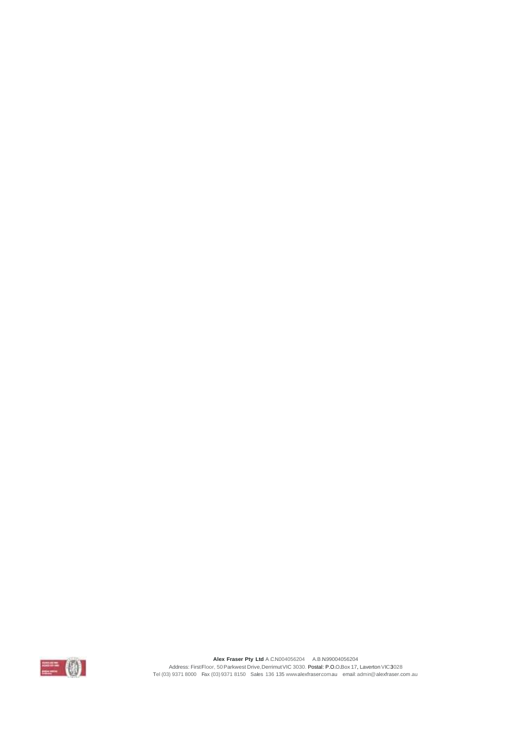**Alex Fraser Pty Ltd** A.C.N004056204 A.B.N99004056204

Address: First Floor, 50 Parkwest Drive, Derrimut VIC 3030. Postal: P.O.O.Box 17, Laverton VIC 3028

Tel (03) 9371 8000 Fax (03) 9371 8150 Sales 136 135 www.alexfraser.com.au email: admin@alexfraser.com.au